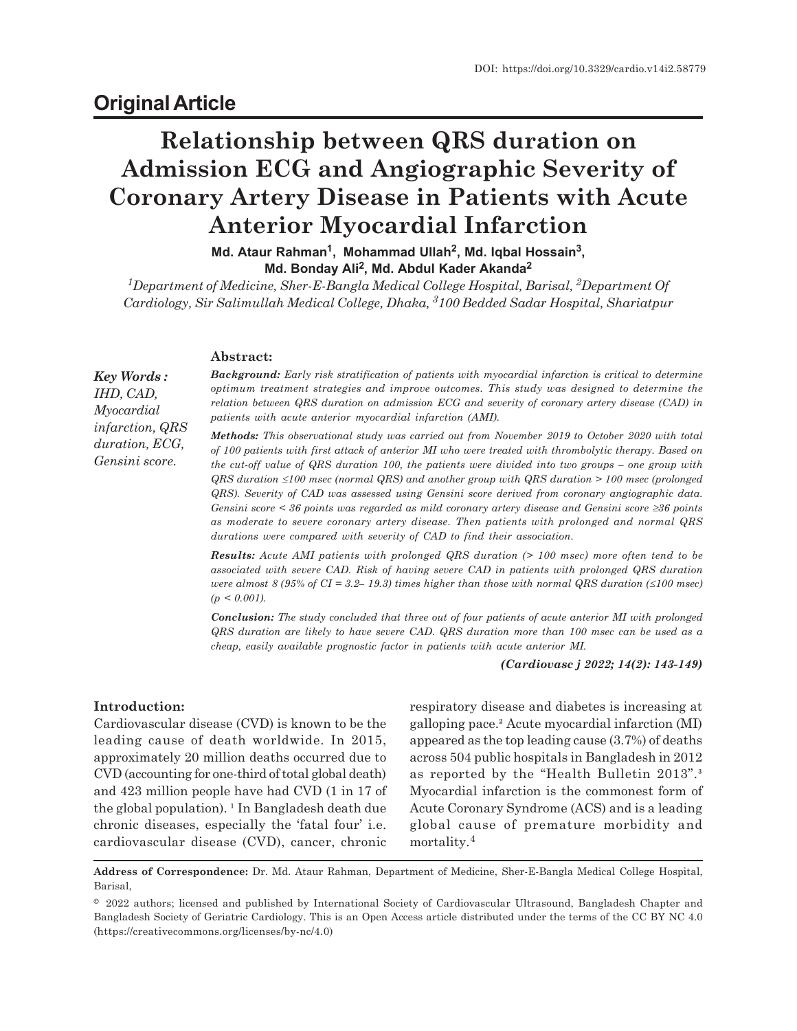DOI: https://doi.org/10.3329/cardio.v14i2.58779

## Original Article

# Relationship between QRS duration on Admission ECG and Angiographic Severity of Coronary Artery Disease in Patients with Acute Anterior Myocardial Infarction

**Md. Ataur Rahman[1], Mohammad Ullah[2], Md. Iqbal Hossain[3], Md. Bonday Ali[2], Md. Abdul Kader Akanda[2]**

*[1]Department of Medicine, Sher-E-Bangla Medical College Hospital, Barisal, [2]Department Of Cardiology, Sir Salimullah Medical College, Dhaka, [3]100 Bedded Sadar Hospital, Shariatpur*

***Key Words :*** *IHD, CAD, Myocardial infarction, QRS duration, ECG, Gensini score.*

### Abstract:

***Background:*** *Early risk stratification of patients with myocardial infarction is critical to determine optimum treatment strategies and improve outcomes. This study was designed to determine the relation between QRS duration on admission ECG and severity of coronary artery disease (CAD) in patients with acute anterior myocardial infarction (AMI).*

***Methods:*** *This observational study was carried out from November 2019 to October 2020 with total of 100 patients with first attack of anterior MI who were treated with thrombolytic therapy. Based on the cut-off value of QRS duration 100, the patients were divided into two groups – one group with QRS duration ≤100 msec (normal QRS) and another group with QRS duration > 100 msec (prolonged QRS). Severity of CAD was assessed using Gensini score derived from coronary angiographic data. Gensini score < 36 points was regarded as mild coronary artery disease and Gensini score ≥36 points as moderate to severe coronary artery disease. Then patients with prolonged and normal QRS durations were compared with severity of CAD to find their association.*

***Results:*** *Acute AMI patients with prolonged QRS duration (> 100 msec) more often tend to be associated with severe CAD. Risk of having severe CAD in patients with prolonged QRS duration were almost 8 (95% of CI = 3.2– 19.3) times higher than those with normal QRS duration (≤100 msec) ($p < 0.001$).*

***Conclusion:*** *The study concluded that three out of four patients of acute anterior MI with prolonged QRS duration are likely to have severe CAD. QRS duration more than 100 msec can be used as a cheap, easily available prognostic factor in patients with acute anterior MI.*

***(Cardiovasc j 2022; 14(2): 143-149)***

### Introduction:

Cardiovascular disease (CVD) is known to be the leading cause of death worldwide. In 2015, approximately 20 million deaths occurred due to CVD (accounting for one-third of total global death) and 423 million people have had CVD (1 in 17 of the global population). [1] In Bangladesh death due chronic diseases, especially the 'fatal four' i.e. cardiovascular disease (CVD), cancer, chronic respiratory disease and diabetes is increasing at galloping pace.[2] Acute myocardial infarction (MI) appeared as the top leading cause (3.7%) of deaths across 504 public hospitals in Bangladesh in 2012 as reported by the "Health Bulletin 2013".[3] Myocardial infarction is the commonest form of Acute Coronary Syndrome (ACS) and is a leading global cause of premature morbidity and mortality.[4]

**Address of Correspondence:** Dr. Md. Ataur Rahman, Department of Medicine, Sher-E-Bangla Medical College Hospital, Barisal,

© 2022 authors; licensed and published by International Society of Cardiovascular Ultrasound, Bangladesh Chapter and Bangladesh Society of Geriatric Cardiology. This is an Open Access article distributed under the terms of the CC BY NC 4.0 (https://creativecommons.org/licenses/by-nc/4.0)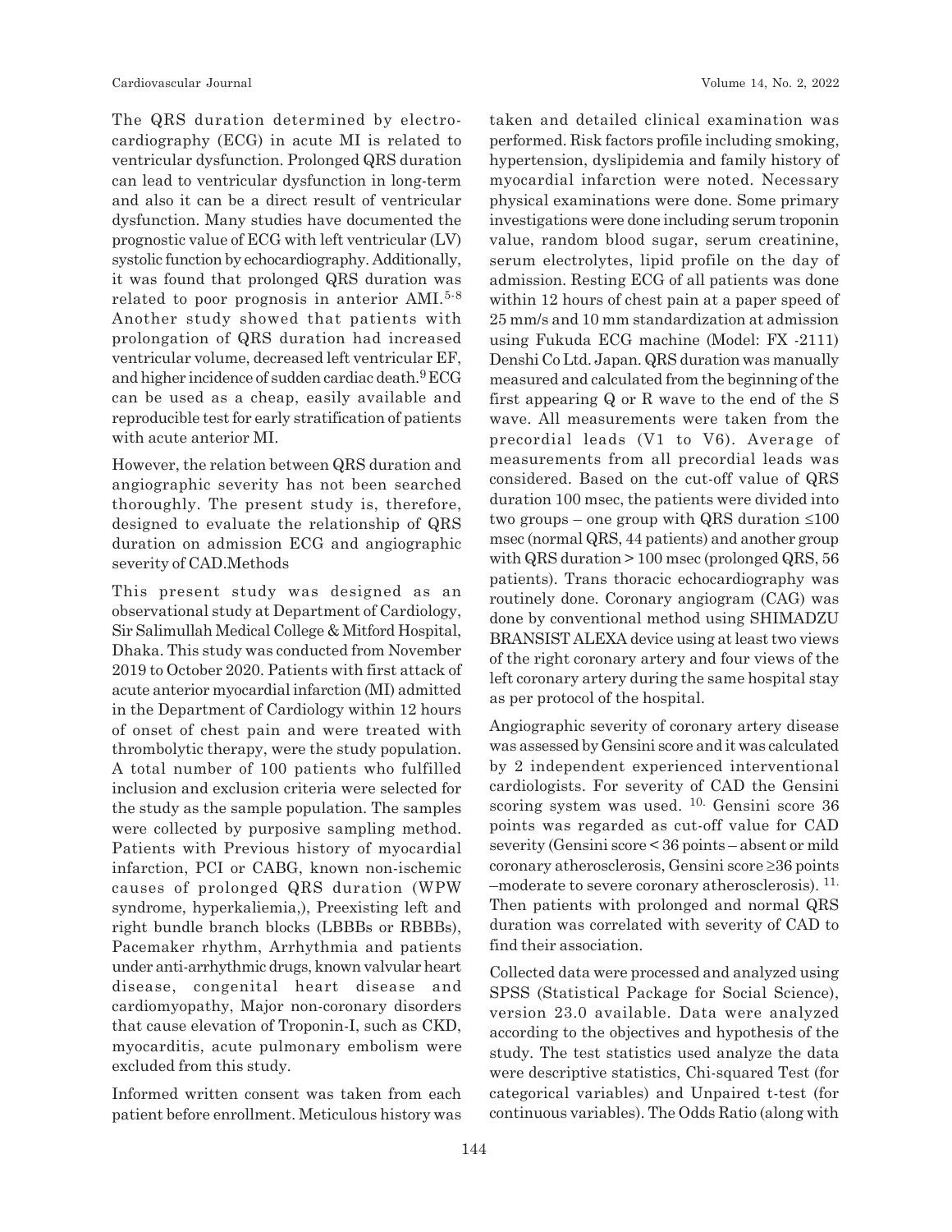The QRS duration determined by electrocardiography (ECG) in acute MI is related to ventricular dysfunction. Prolonged QRS duration can lead to ventricular dysfunction in long-term and also it can be a direct result of ventricular dysfunction. Many studies have documented the prognostic value of ECG with left ventricular (LV) systolic function by echocardiography. Additionally, it was found that prolonged QRS duration was related to poor prognosis in anterior AMI.[5-8] Another study showed that patients with prolongation of QRS duration had increased ventricular volume, decreased left ventricular EF, and higher incidence of sudden cardiac death.[9] ECG can be used as a cheap, easily available and reproducible test for early stratification of patients with acute anterior MI.

However, the relation between QRS duration and angiographic severity has not been searched thoroughly. The present study is, therefore, designed to evaluate the relationship of QRS duration on admission ECG and angiographic severity of CAD.Methods

This present study was designed as an observational study at Department of Cardiology, Sir Salimullah Medical College & Mitford Hospital, Dhaka. This study was conducted from November 2019 to October 2020. Patients with first attack of acute anterior myocardial infarction (MI) admitted in the Department of Cardiology within 12 hours of onset of chest pain and were treated with thrombolytic therapy, were the study population. A total number of 100 patients who fulfilled inclusion and exclusion criteria were selected for the study as the sample population. The samples were collected by purposive sampling method. Patients with Previous history of myocardial infarction, PCI or CABG, known non-ischemic causes of prolonged QRS duration (WPW syndrome, hyperkaliemia,), Preexisting left and right bundle branch blocks (LBBBs or RBBBs), Pacemaker rhythm, Arrhythmia and patients under anti-arrhythmic drugs, known valvular heart disease, congenital heart disease and cardiomyopathy, Major non-coronary disorders that cause elevation of Troponin-I, such as CKD, myocarditis, acute pulmonary embolism were excluded from this study.

Informed written consent was taken from each patient before enrollment. Meticulous history was taken and detailed clinical examination was performed. Risk factors profile including smoking, hypertension, dyslipidemia and family history of myocardial infarction were noted. Necessary physical examinations were done. Some primary investigations were done including serum troponin value, random blood sugar, serum creatinine, serum electrolytes, lipid profile on the day of admission. Resting ECG of all patients was done within 12 hours of chest pain at a paper speed of 25 mm/s and 10 mm standardization at admission using Fukuda ECG machine (Model: FX -2111) Denshi Co Ltd. Japan. QRS duration was manually measured and calculated from the beginning of the first appearing Q or R wave to the end of the S wave. All measurements were taken from the precordial leads (V1 to V6). Average of measurements from all precordial leads was considered. Based on the cut-off value of QRS duration 100 msec, the patients were divided into two groups – one group with QRS duration ≤100 msec (normal QRS, 44 patients) and another group with QRS duration > 100 msec (prolonged QRS, 56 patients). Trans thoracic echocardiography was routinely done. Coronary angiogram (CAG) was done by conventional method using SHIMADZU BRANSIST ALEXA device using at least two views of the right coronary artery and four views of the left coronary artery during the same hospital stay as per protocol of the hospital.

Angiographic severity of coronary artery disease was assessed by Gensini score and it was calculated by 2 independent experienced interventional cardiologists. For severity of CAD the Gensini scoring system was used. [10.] Gensini score 36 points was regarded as cut-off value for CAD severity (Gensini score < 36 points – absent or mild coronary atherosclerosis, Gensini score ≥36 points –moderate to severe coronary atherosclerosis). [11.] Then patients with prolonged and normal QRS duration was correlated with severity of CAD to find their association.

Collected data were processed and analyzed using SPSS (Statistical Package for Social Science), version 23.0 available. Data were analyzed according to the objectives and hypothesis of the study. The test statistics used analyze the data were descriptive statistics, Chi-squared Test (for categorical variables) and Unpaired t-test (for continuous variables). The Odds Ratio (along with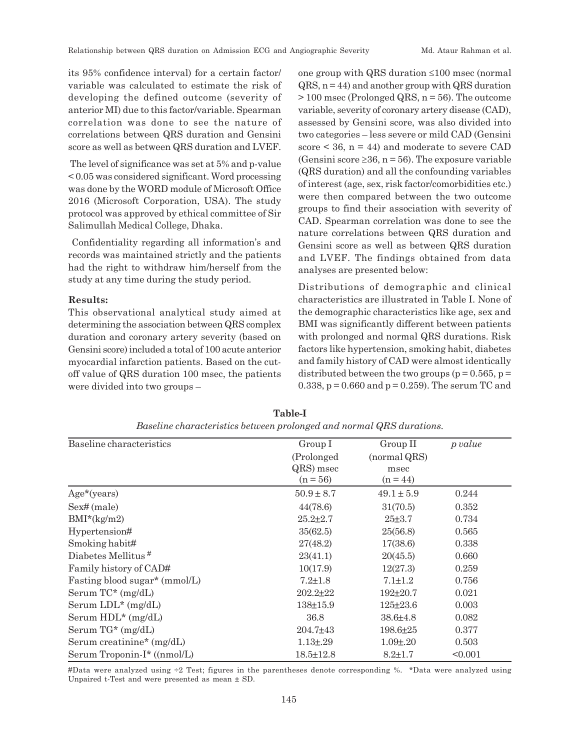its 95% confidence interval) for a certain factor/ variable was calculated to estimate the risk of developing the defined outcome (severity of anterior MI) due to this factor/variable. Spearman correlation was done to see the nature of correlations between QRS duration and Gensini score as well as between QRS duration and LVEF.

The level of significance was set at 5% and p-value < 0.05 was considered significant. Word processing was done by the WORD module of Microsoft Office 2016 (Microsoft Corporation, USA). The study protocol was approved by ethical committee of Sir Salimullah Medical College, Dhaka.

Confidentiality regarding all information's and records was maintained strictly and the patients had the right to withdraw him/herself from the study at any time during the study period.

**Results:**

This observational analytical study aimed at determining the association between QRS complex duration and coronary artery severity (based on Gensini score) included a total of 100 acute anterior myocardial infarction patients. Based on the cut-off value of QRS duration 100 msec, the patients were divided into two groups – one group with QRS duration ≤100 msec (normal QRS, n = 44) and another group with QRS duration > 100 msec (Prolonged QRS, n = 56). The outcome variable, severity of coronary artery disease (CAD), assessed by Gensini score, was also divided into two categories – less severe or mild CAD (Gensini score < 36, n = 44) and moderate to severe CAD (Gensini score ≥36, n = 56). The exposure variable (QRS duration) and all the confounding variables of interest (age, sex, risk factor/comorbidities etc.) were then compared between the two outcome groups to find their association with severity of CAD. Spearman correlation was done to see the nature correlations between QRS duration and Gensini score as well as between QRS duration and LVEF. The findings obtained from data analyses are presented below:

Distributions of demographic and clinical characteristics are illustrated in Table I. None of the demographic characteristics like age, sex and BMI was significantly different between patients with prolonged and normal QRS durations. Risk factors like hypertension, smoking habit, diabetes and family history of CAD were almost identically distributed between the two groups (p = 0.565, p = 0.338, p = 0.660 and p = 0.259). The serum TC and

**Table-I**

*Baseline characteristics between prolonged and normal QRS durations.*

| Baseline characteristics | Group I (Prolonged QRS) msec (n = 56) | Group II (normal QRS) msec (n = 44) | *p value* |
|---|---|---|---|
| Age*(years) | 50.9 ± 8.7 | 49.1 ± 5.9 | 0.244 |
| Sex# (male) | 44(78.6) | 31(70.5) | 0.352 |
| BMI*(kg/m2) | 25.2±2.7 | 25±3.7 | 0.734 |
| Hypertension# | 35(62.5) | 25(56.8) | 0.565 |
| Smoking habit# | 27(48.2) | 17(38.6) | 0.338 |
| Diabetes Mellitus # | 23(41.1) | 20(45.5) | 0.660 |
| Family history of CAD# | 10(17.9) | 12(27.3) | 0.259 |
| Fasting blood sugar* (mmol/L) | 7.2±1.8 | 7.1±1.2 | 0.756 |
| Serum TC* (mg/dL) | 202.2±22 | 192±20.7 | 0.021 |
| Serum LDL* (mg/dL) | 138±15.9 | 125±23.6 | 0.003 |
| Serum HDL* (mg/dL) | 36.8 | 38.6±4.8 | 0.082 |
| Serum TG* (mg/dL) | 204.7±43 | 198.6±25 | 0.377 |
| Serum creatinine* (mg/dL) | 1.13±.29 | 1.09±.20 | 0.503 |
| Serum Troponin-I* ((nmol/L) | 18.5±12.8 | 8.2±1.7 | <0.001 |

#Data were analyzed using ÷2 Test; figures in the parentheses denote corresponding %. *Data were analyzed using Unpaired t-Test and were presented as mean ± SD.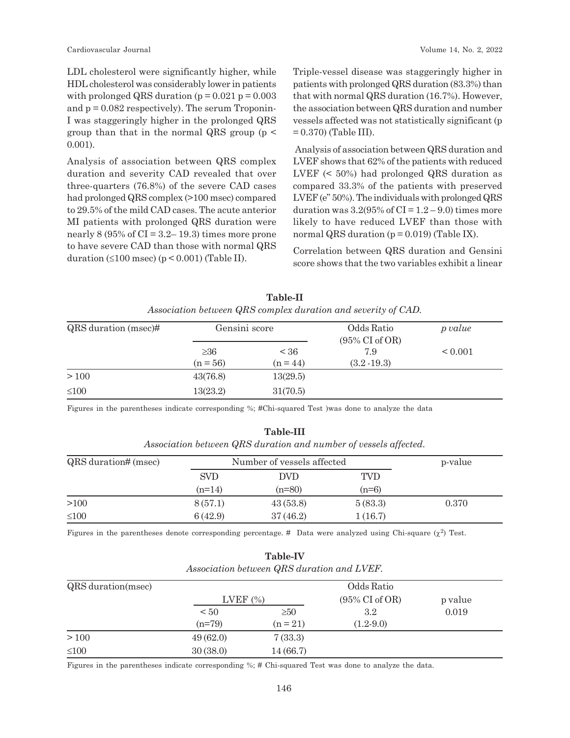LDL cholesterol were significantly higher, while HDL cholesterol was considerably lower in patients with prolonged QRS duration ($p = 0.021$ $p = 0.003$ and $p = 0.082$ respectively). The serum Troponin-I was staggeringly higher in the prolonged QRS group than that in the normal QRS group ($p < 0.001$).

Analysis of association between QRS complex duration and severity CAD revealed that over three-quarters (76.8%) of the severe CAD cases had prolonged QRS complex (>100 msec) compared to 29.5% of the mild CAD cases. The acute anterior MI patients with prolonged QRS duration were nearly 8 (95% of CI = 3.2– 19.3) times more prone to have severe CAD than those with normal QRS duration (≤100 msec) ($p < 0.001$) (Table II).

Triple-vessel disease was staggeringly higher in patients with prolonged QRS duration (83.3%) than that with normal QRS duration (16.7%). However, the association between QRS duration and number vessels affected was not statistically significant ($p = 0.370$) (Table III).

Analysis of association between QRS duration and LVEF shows that 62% of the patients with reduced LVEF (< 50%) had prolonged QRS duration as compared 33.3% of the patients with preserved LVEF (e" 50%). The individuals with prolonged QRS duration was 3.2(95% of CI = 1.2 – 9.0) times more likely to have reduced LVEF than those with normal QRS duration ($p = 0.019$) (Table IX).

Correlation between QRS duration and Gensini score shows that the two variables exhibit a linear

**Table-II**

*Association between QRS complex duration and severity of CAD.*

| QRS duration (msec)# | Gensini score | | Odds Ratio (95% CI of OR) | *p value* |
|---|---|---|---|---|
| | ≥36 (n = 56) | < 36 (n = 44) | 7.9 (3.2 -19.3) | < 0.001 |
| > 100 | 43(76.8) | 13(29.5) | | |
| ≤100 | 13(23.2) | 31(70.5) | | |

Figures in the parentheses indicate corresponding %; #Chi-squared Test )was done to analyze the data

**Table-III**

*Association between QRS duration and number of vessels affected.*

| QRS duration# (msec) | Number of vessels affected | | | p-value |
|---|---|---|---|---|
| | SVD (n=14) | DVD (n=80) | TVD (n=6) | |
| >100 | 8 (57.1) | 43 (53.8) | 5 (83.3) | 0.370 |
| ≤100 | 6 (42.9) | 37 (46.2) | 1 (16.7) | |

Figures in the parentheses denote corresponding percentage. # Data were analyzed using Chi-square ($\chi^2$) Test.

**Table-IV**

*Association between QRS duration and LVEF.*

| QRS duration(msec) | LVEF (%) | | Odds Ratio (95% CI of OR) | p value |
|---|---|---|---|---|
| | < 50 (n=79) | ≥50 (n = 21) | 3.2 (1.2-9.0) | 0.019 |
| > 100 | 49 (62.0) | 7 (33.3) | | |
| ≤100 | 30 (38.0) | 14 (66.7) | | |

Figures in the parentheses indicate corresponding %; # Chi-squared Test was done to analyze the data.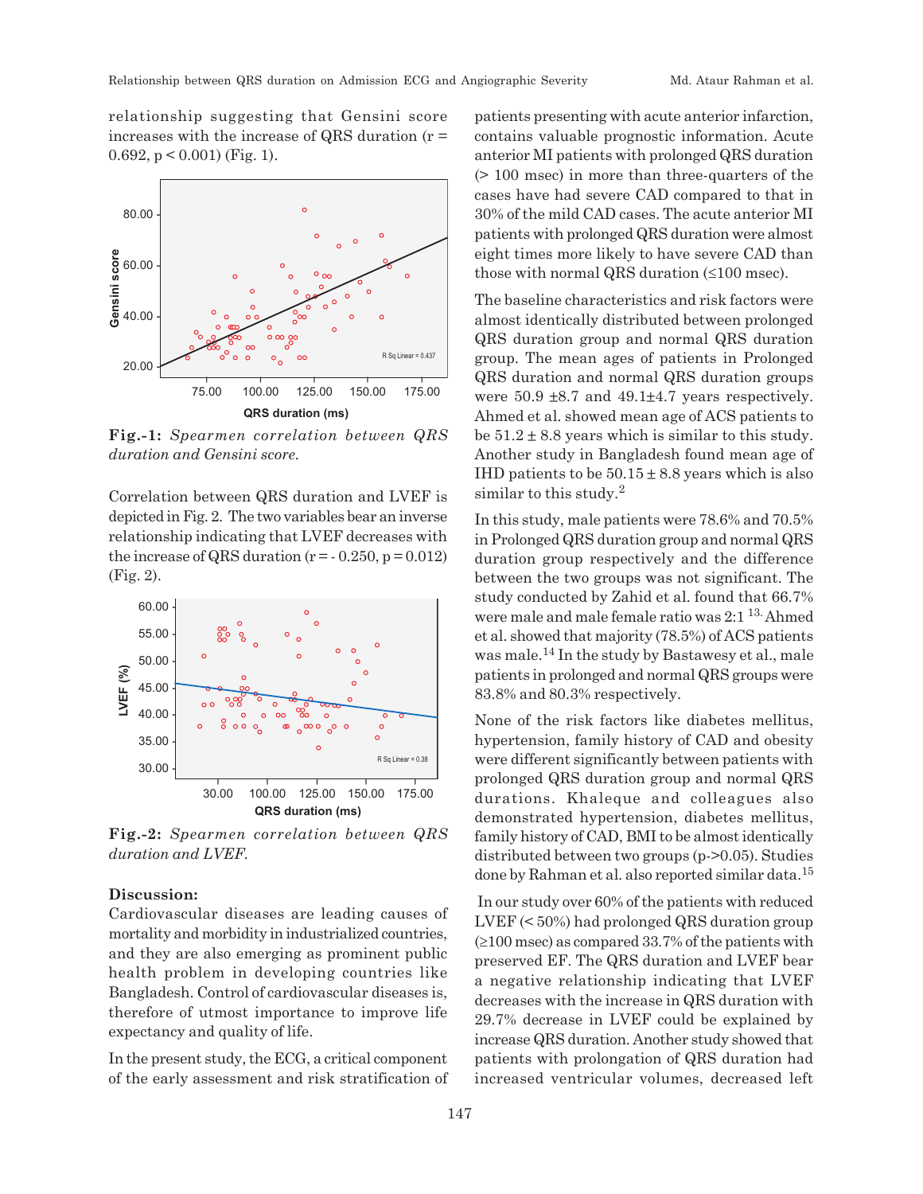relationship suggesting that Gensini score increases with the increase of QRS duration (r = 0.692, p < 0.001) (Fig. 1).

**Fig.-1:** *Spearmen correlation between QRS duration and Gensini score.*

Correlation between QRS duration and LVEF is depicted in Fig. 2. The two variables bear an inverse relationship indicating that LVEF decreases with the increase of QRS duration (r = - 0.250, p = 0.012) (Fig. 2).

**Fig.-2:** *Spearmen correlation between QRS duration and LVEF.*

**Discussion:**

Cardiovascular diseases are leading causes of mortality and morbidity in industrialized countries, and they are also emerging as prominent public health problem in developing countries like Bangladesh. Control of cardiovascular diseases is, therefore of utmost importance to improve life expectancy and quality of life.

In the present study, the ECG, a critical component of the early assessment and risk stratification of patients presenting with acute anterior infarction, contains valuable prognostic information. Acute anterior MI patients with prolonged QRS duration (> 100 msec) in more than three-quarters of the cases have had severe CAD compared to that in 30% of the mild CAD cases. The acute anterior MI patients with prolonged QRS duration were almost eight times more likely to have severe CAD than those with normal QRS duration (≤100 msec).

The baseline characteristics and risk factors were almost identically distributed between prolonged QRS duration group and normal QRS duration group. The mean ages of patients in Prolonged QRS duration and normal QRS duration groups were 50.9 ±8.7 and 49.1±4.7 years respectively. Ahmed et al. showed mean age of ACS patients to be 51.2 ± 8.8 years which is similar to this study. Another study in Bangladesh found mean age of IHD patients to be 50.15 ± 8.8 years which is also similar to this study.[2]

In this study, male patients were 78.6% and 70.5% in Prolonged QRS duration group and normal QRS duration group respectively and the difference between the two groups was not significant. The study conducted by Zahid et al. found that 66.7% were male and male female ratio was 2:1 [13]. Ahmed et al. showed that majority (78.5%) of ACS patients was male.[14] In the study by Bastawesy et al., male patients in prolonged and normal QRS groups were 83.8% and 80.3% respectively.

None of the risk factors like diabetes mellitus, hypertension, family history of CAD and obesity were different significantly between patients with prolonged QRS duration group and normal QRS durations. Khaleque and colleagues also demonstrated hypertension, diabetes mellitus, family history of CAD, BMI to be almost identically distributed between two groups (p->0.05). Studies done by Rahman et al. also reported similar data.[15]

In our study over 60% of the patients with reduced LVEF (< 50%) had prolonged QRS duration group (≥100 msec) as compared 33.7% of the patients with preserved EF. The QRS duration and LVEF bear a negative relationship indicating that LVEF decreases with the increase in QRS duration with 29.7% decrease in LVEF could be explained by increase QRS duration. Another study showed that patients with prolongation of QRS duration had increased ventricular volumes, decreased left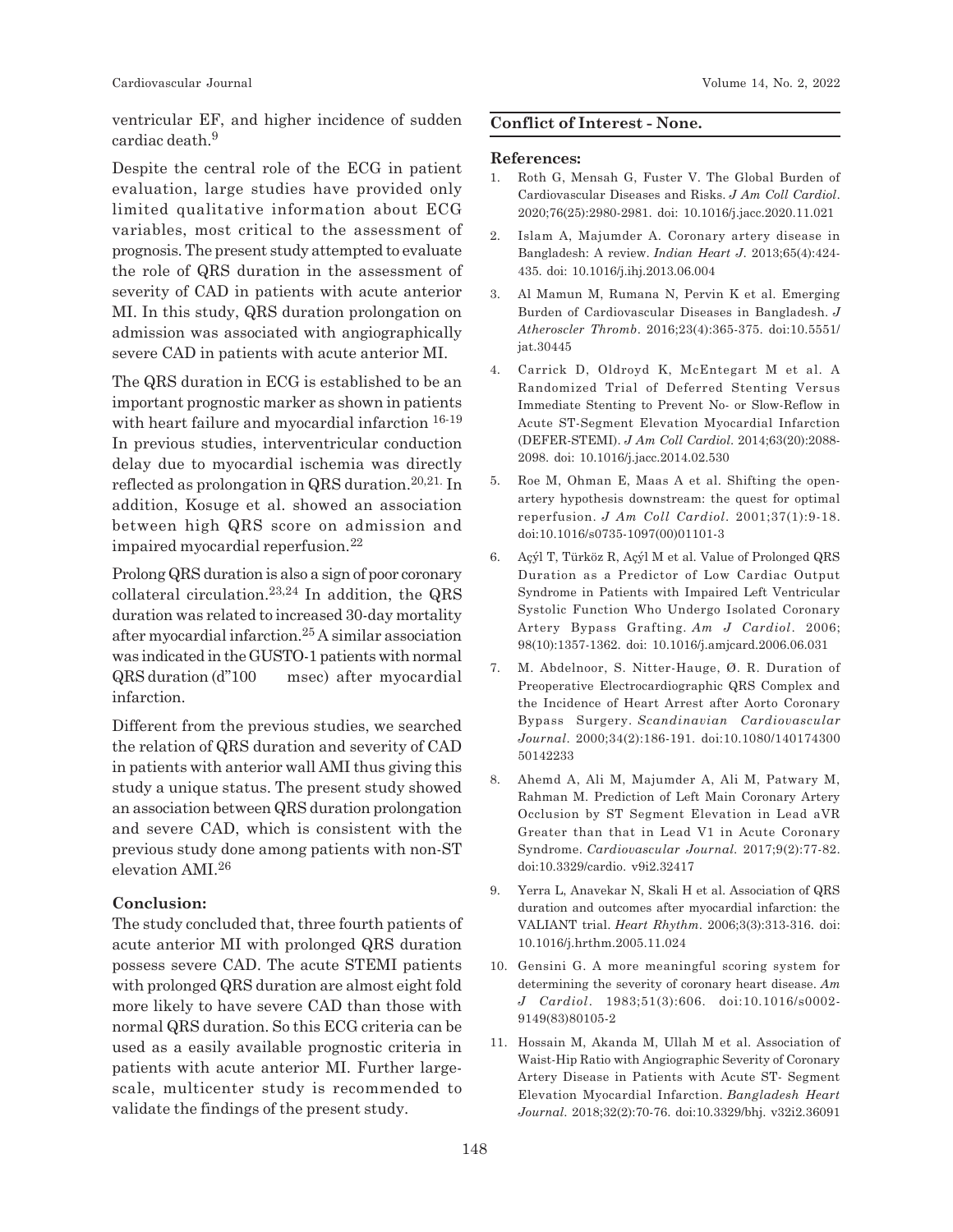ventricular EF, and higher incidence of sudden cardiac death.[9]

Despite the central role of the ECG in patient evaluation, large studies have provided only limited qualitative information about ECG variables, most critical to the assessment of prognosis. The present study attempted to evaluate the role of QRS duration in the assessment of severity of CAD in patients with acute anterior MI. In this study, QRS duration prolongation on admission was associated with angiographically severe CAD in patients with acute anterior MI.

The QRS duration in ECG is established to be an important prognostic marker as shown in patients with heart failure and myocardial infarction [16-19] In previous studies, interventricular conduction delay due to myocardial ischemia was directly reflected as prolongation in QRS duration.[20,21.] In addition, Kosuge et al. showed an association between high QRS score on admission and impaired myocardial reperfusion.[22]

Prolong QRS duration is also a sign of poor coronary collateral circulation.[23,24] In addition, the QRS duration was related to increased 30-day mortality after myocardial infarction.[25] A similar association was indicated in the GUSTO-1 patients with normal QRS duration (d"100 msec) after myocardial infarction.

Different from the previous studies, we searched the relation of QRS duration and severity of CAD in patients with anterior wall AMI thus giving this study a unique status. The present study showed an association between QRS duration prolongation and severe CAD, which is consistent with the previous study done among patients with non-ST elevation AMI.[26]

## Conclusion:

The study concluded that, three fourth patients of acute anterior MI with prolonged QRS duration possess severe CAD. The acute STEMI patients with prolonged QRS duration are almost eight fold more likely to have severe CAD than those with normal QRS duration. So this ECG criteria can be used as a easily available prognostic criteria in patients with acute anterior MI. Further large-scale, multicenter study is recommended to validate the findings of the present study.

## Conflict of Interest - None.

## References:

1. Roth G, Mensah G, Fuster V. The Global Burden of Cardiovascular Diseases and Risks. *J Am Coll Cardiol*. 2020;76(25):2980-2981. doi: 10.1016/j.jacc.2020.11.021
2. Islam A, Majumder A. Coronary artery disease in Bangladesh: A review. *Indian Heart J*. 2013;65(4):424-435. doi: 10.1016/j.ihj.2013.06.004
3. Al Mamun M, Rumana N, Pervin K et al. Emerging Burden of Cardiovascular Diseases in Bangladesh. *J Atheroscler Thromb*. 2016;23(4):365-375. doi:10.5551/jat.30445
4. Carrick D, Oldroyd K, McEntegart M et al. A Randomized Trial of Deferred Stenting Versus Immediate Stenting to Prevent No- or Slow-Reflow in Acute ST-Segment Elevation Myocardial Infarction (DEFER-STEMI). *J Am Coll Cardiol*. 2014;63(20):2088-2098. doi: 10.1016/j.jacc.2014.02.530
5. Roe M, Ohman E, Maas A et al. Shifting the open-artery hypothesis downstream: the quest for optimal reperfusion. *J Am Coll Cardiol*. 2001;37(1):9-18. doi:10.1016/s0735-1097(00)01101-3
6. Açýl T, Türköz R, Açýl M et al. Value of Prolonged QRS Duration as a Predictor of Low Cardiac Output Syndrome in Patients with Impaired Left Ventricular Systolic Function Who Undergo Isolated Coronary Artery Bypass Grafting. *Am J Cardiol*. 2006; 98(10):1357-1362. doi: 10.1016/j.amjcard.2006.06.031
7. M. Abdelnoor, S. Nitter-Hauge, Ø. R. Duration of Preoperative Electrocardiographic QRS Complex and the Incidence of Heart Arrest after Aorto Coronary Bypass Surgery. *Scandinavian Cardiovascular Journal*. 2000;34(2):186-191. doi:10.1080/140174300 50142233
8. Ahemd A, Ali M, Majumder A, Ali M, Patwary M, Rahman M. Prediction of Left Main Coronary Artery Occlusion by ST Segment Elevation in Lead aVR Greater than that in Lead V1 in Acute Coronary Syndrome. *Cardiovascular Journal*. 2017;9(2):77-82. doi:10.3329/cardio. v9i2.32417
9. Yerra L, Anavekar N, Skali H et al. Association of QRS duration and outcomes after myocardial infarction: the VALIANT trial. *Heart Rhythm*. 2006;3(3):313-316. doi: 10.1016/j.hrthm.2005.11.024
10. Gensini G. A more meaningful scoring system for determining the severity of coronary heart disease. *Am J Cardiol*. 1983;51(3):606. doi:10.1016/s0002-9149(83)80105-2
11. Hossain M, Akanda M, Ullah M et al. Association of Waist-Hip Ratio with Angiographic Severity of Coronary Artery Disease in Patients with Acute ST- Segment Elevation Myocardial Infarction. *Bangladesh Heart Journal*. 2018;32(2):70-76. doi:10.3329/bhj. v32i2.36091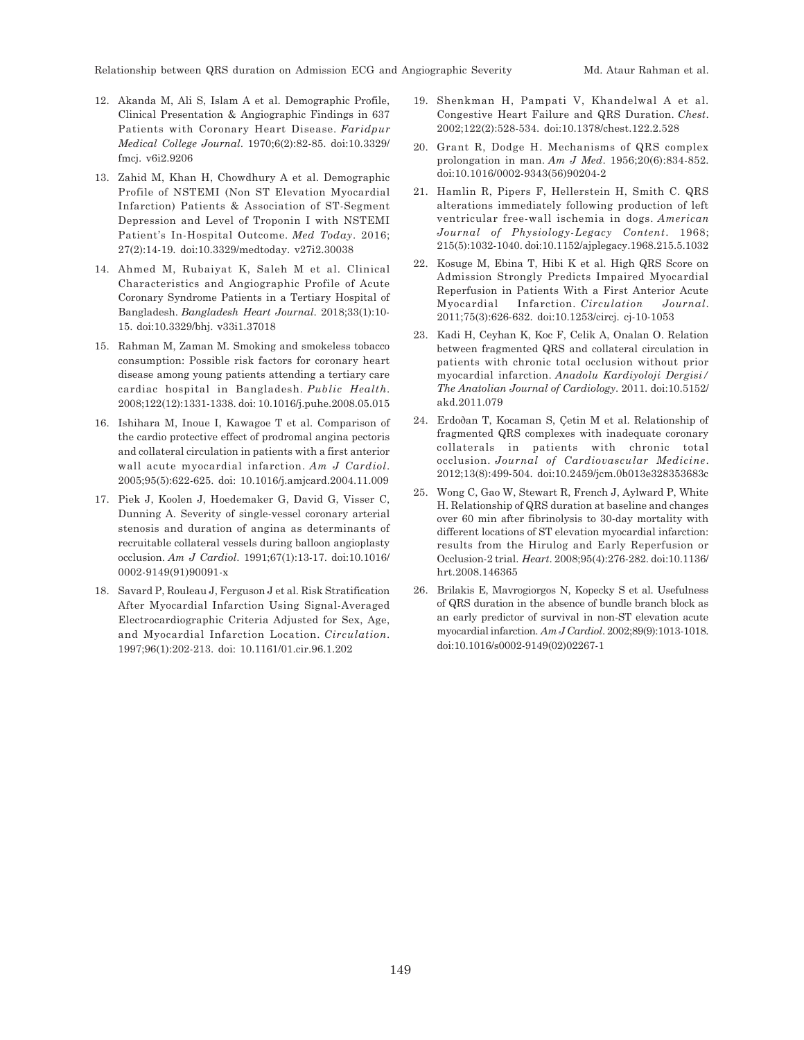12. Akanda M, Ali S, Islam A et al. Demographic Profile, Clinical Presentation & Angiographic Findings in 637 Patients with Coronary Heart Disease. *Faridpur Medical College Journal*. 1970;6(2):82-85. doi:10.3329/fmcj. v6i2.9206
13. Zahid M, Khan H, Chowdhury A et al. Demographic Profile of NSTEMI (Non ST Elevation Myocardial Infarction) Patients & Association of ST-Segment Depression and Level of Troponin I with NSTEMI Patient's In-Hospital Outcome. *Med Today*. 2016; 27(2):14-19. doi:10.3329/medtoday. v27i2.30038
14. Ahmed M, Rubaiyat K, Saleh M et al. Clinical Characteristics and Angiographic Profile of Acute Coronary Syndrome Patients in a Tertiary Hospital of Bangladesh. *Bangladesh Heart Journal*. 2018;33(1):10-15. doi:10.3329/bhj. v33i1.37018
15. Rahman M, Zaman M. Smoking and smokeless tobacco consumption: Possible risk factors for coronary heart disease among young patients attending a tertiary care cardiac hospital in Bangladesh. *Public Health*. 2008;122(12):1331-1338. doi: 10.1016/j.puhe.2008.05.015
16. Ishihara M, Inoue I, Kawagoe T et al. Comparison of the cardio protective effect of prodromal angina pectoris and collateral circulation in patients with a first anterior wall acute myocardial infarction. *Am J Cardiol*. 2005;95(5):622-625. doi: 10.1016/j.amjcard.2004.11.009
17. Piek J, Koolen J, Hoedemaker G, David G, Visser C, Dunning A. Severity of single-vessel coronary arterial stenosis and duration of angina as determinants of recruitable collateral vessels during balloon angioplasty occlusion. *Am J Cardiol*. 1991;67(1):13-17. doi:10.1016/0002-9149(91)90091-x
18. Savard P, Rouleau J, Ferguson J et al. Risk Stratification After Myocardial Infarction Using Signal-Averaged Electrocardiographic Criteria Adjusted for Sex, Age, and Myocardial Infarction Location. *Circulation*. 1997;96(1):202-213. doi: 10.1161/01.cir.96.1.202
19. Shenkman H, Pampati V, Khandelwal A et al. Congestive Heart Failure and QRS Duration. *Chest*. 2002;122(2):528-534. doi:10.1378/chest.122.2.528
20. Grant R, Dodge H. Mechanisms of QRS complex prolongation in man. *Am J Med*. 1956;20(6):834-852. doi:10.1016/0002-9343(56)90204-2
21. Hamlin R, Pipers F, Hellerstein H, Smith C. QRS alterations immediately following production of left ventricular free-wall ischemia in dogs. *American Journal of Physiology-Legacy Content*. 1968; 215(5):1032-1040. doi:10.1152/ajplegacy.1968.215.5.1032
22. Kosuge M, Ebina T, Hibi K et al. High QRS Score on Admission Strongly Predicts Impaired Myocardial Reperfusion in Patients With a First Anterior Acute Myocardial Infarction. *Circulation Journal*. 2011;75(3):626-632. doi:10.1253/circj. cj-10-1053
23. Kadi H, Ceyhan K, Koc F, Celik A, Onalan O. Relation between fragmented QRS and collateral circulation in patients with chronic total occlusion without prior myocardial infarction. *Anadolu Kardiyoloji Dergisi/ The Anatolian Journal of Cardiology*. 2011. doi:10.5152/akd.2011.079
24. Erdoðan T, Kocaman S, Çetin M et al. Relationship of fragmented QRS complexes with inadequate coronary collaterals in patients with chronic total occlusion. *Journal of Cardiovascular Medicine*. 2012;13(8):499-504. doi:10.2459/jcm.0b013e328353683c
25. Wong C, Gao W, Stewart R, French J, Aylward P, White H. Relationship of QRS duration at baseline and changes over 60 min after fibrinolysis to 30-day mortality with different locations of ST elevation myocardial infarction: results from the Hirulog and Early Reperfusion or Occlusion-2 trial. *Heart*. 2008;95(4):276-282. doi:10.1136/hrt.2008.146365
26. Brilakis E, Mavrogiorgos N, Kopecky S et al. Usefulness of QRS duration in the absence of bundle branch block as an early predictor of survival in non-ST elevation acute myocardial infarction. *Am J Cardiol*. 2002;89(9):1013-1018. doi:10.1016/s0002-9149(02)02267-1